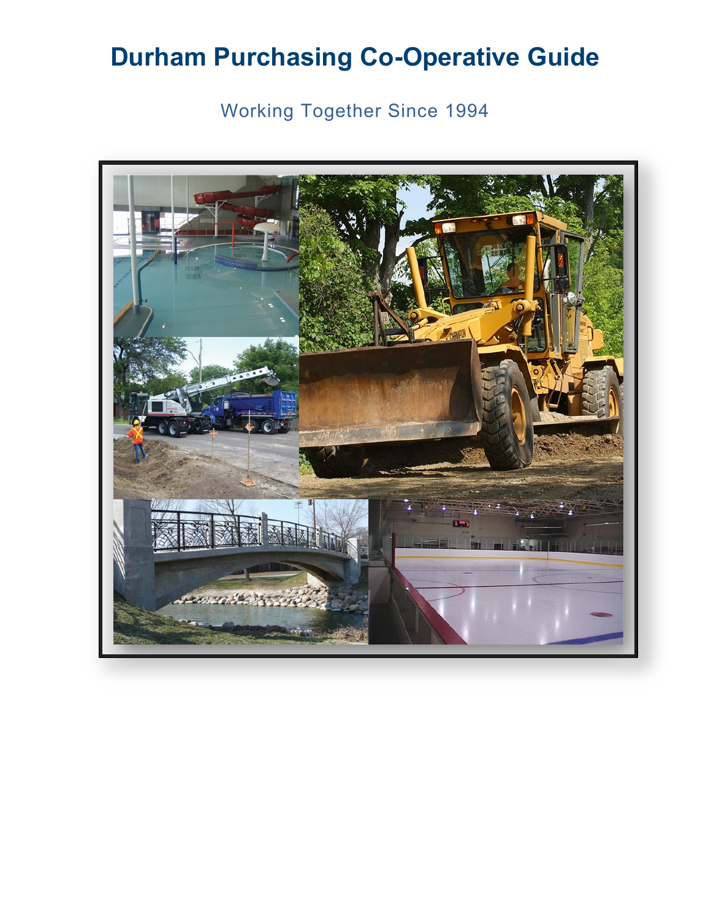# Durham Purchasing Co-Operative Guide

Working Together Since 1994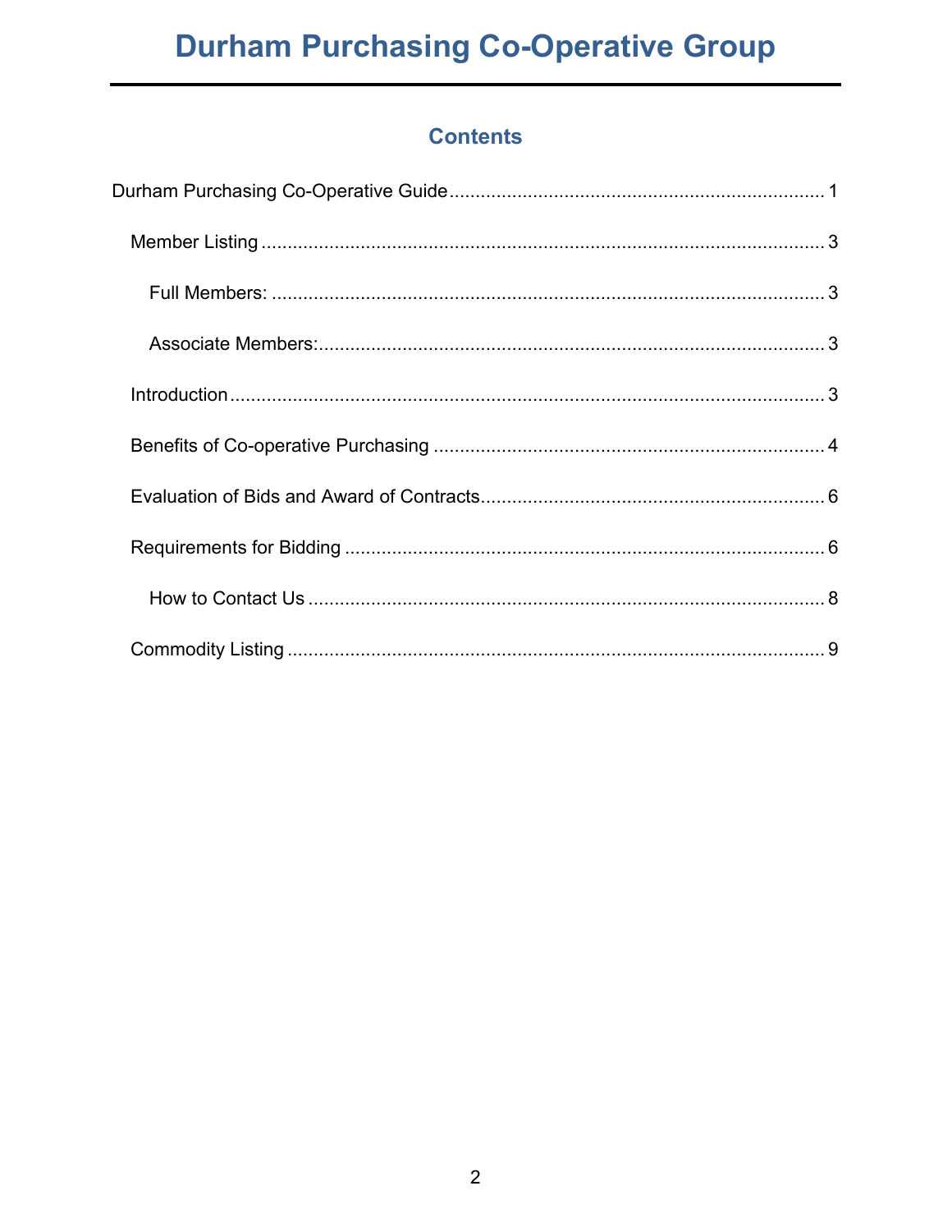# Durham Purchasing Co-Operative Group

## Contents

Durham Purchasing Co-Operative Guide ........ 1

- Member Listing ........ 3
  - Full Members: ........ 3
  - Associate Members: ........ 3
- Introduction ........ 3
- Benefits of Co-operative Purchasing ........ 4
- Evaluation of Bids and Award of Contracts ........ 6
- Requirements for Bidding ........ 6
  - How to Contact Us ........ 8
- Commodity Listing ........ 9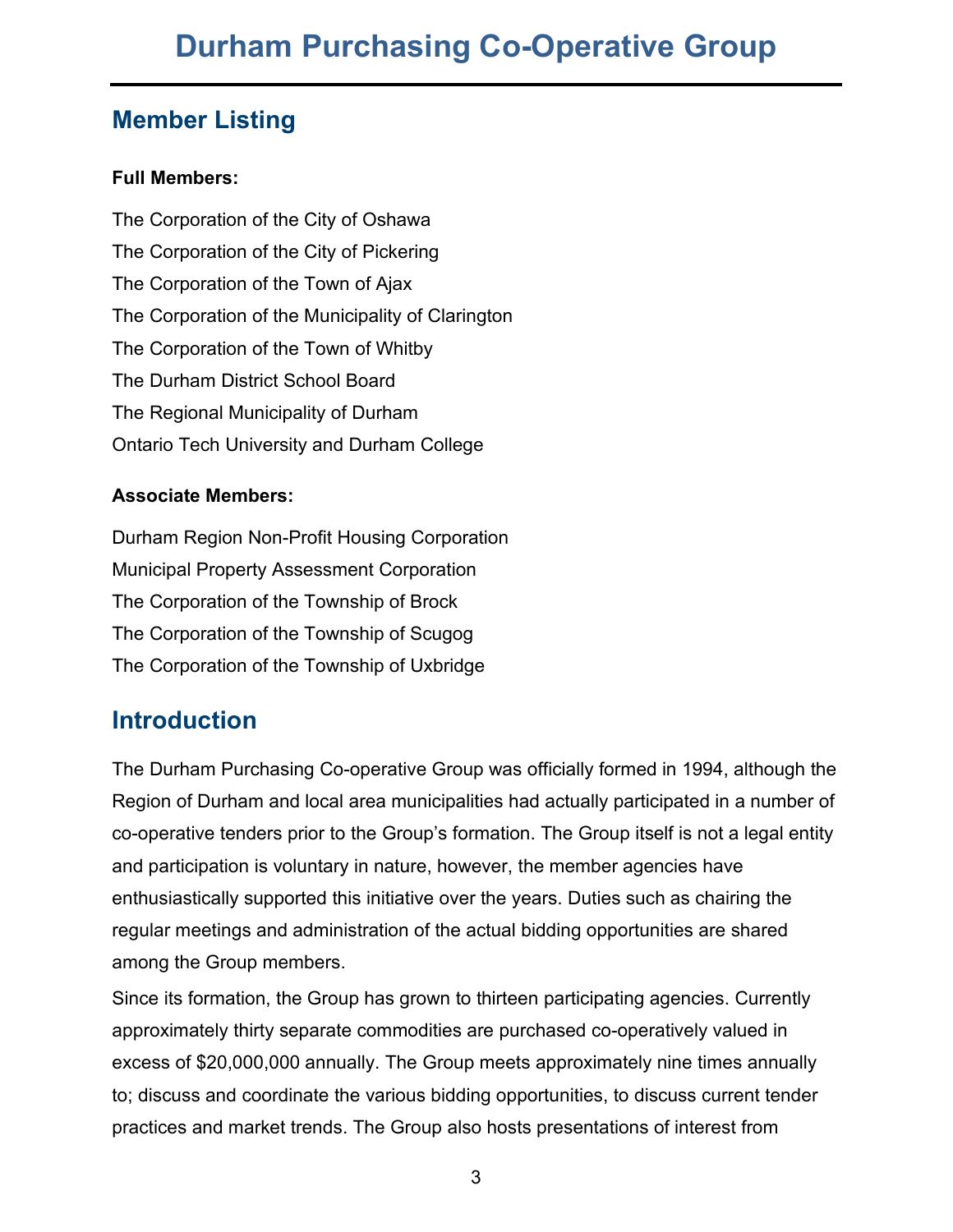# Durham Purchasing Co-Operative Group

## Member Listing

**Full Members:**

The Corporation of the City of Oshawa

The Corporation of the City of Pickering

The Corporation of the Town of Ajax

The Corporation of the Municipality of Clarington

The Corporation of the Town of Whitby

The Durham District School Board

The Regional Municipality of Durham

Ontario Tech University and Durham College

**Associate Members:**

Durham Region Non-Profit Housing Corporation

Municipal Property Assessment Corporation

The Corporation of the Township of Brock

The Corporation of the Township of Scugog

The Corporation of the Township of Uxbridge

## Introduction

The Durham Purchasing Co-operative Group was officially formed in 1994, although the Region of Durham and local area municipalities had actually participated in a number of co-operative tenders prior to the Group's formation. The Group itself is not a legal entity and participation is voluntary in nature, however, the member agencies have enthusiastically supported this initiative over the years. Duties such as chairing the regular meetings and administration of the actual bidding opportunities are shared among the Group members.

Since its formation, the Group has grown to thirteen participating agencies. Currently approximately thirty separate commodities are purchased co-operatively valued in excess of $20,000,000 annually. The Group meets approximately nine times annually to; discuss and coordinate the various bidding opportunities, to discuss current tender practices and market trends. The Group also hosts presentations of interest from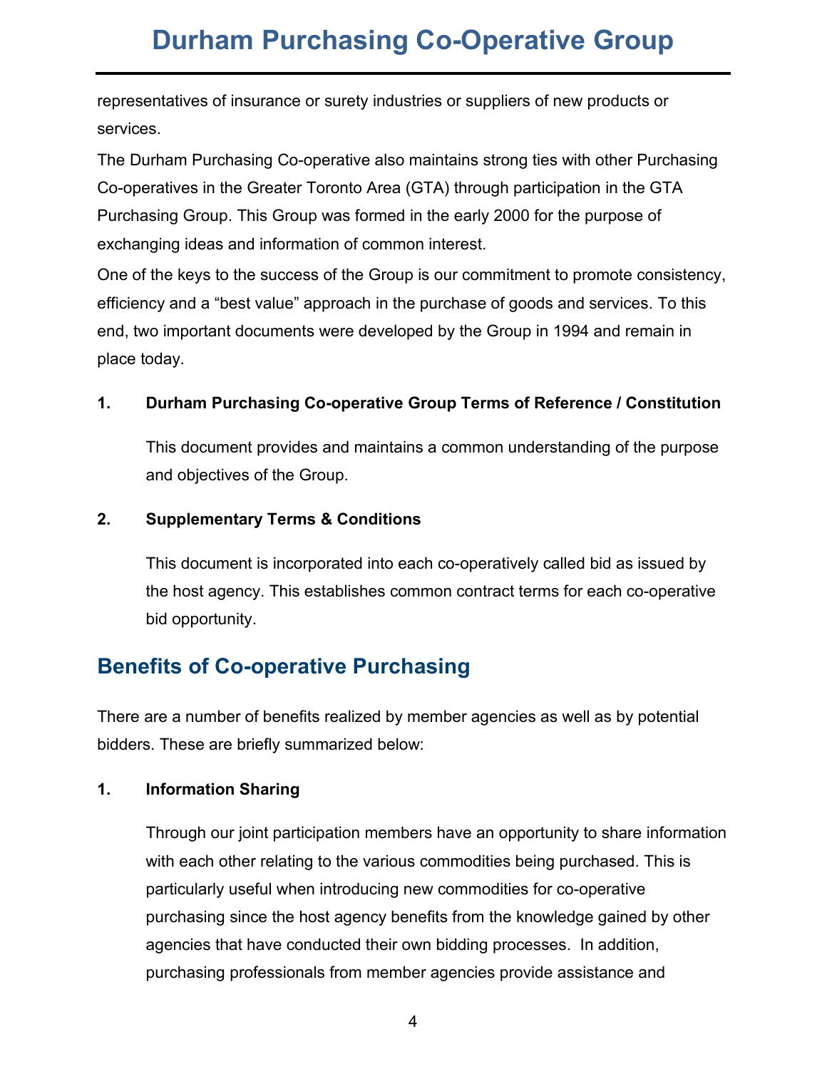representatives of insurance or surety industries or suppliers of new products or services.

The Durham Purchasing Co-operative also maintains strong ties with other Purchasing Co-operatives in the Greater Toronto Area (GTA) through participation in the GTA Purchasing Group. This Group was formed in the early 2000 for the purpose of exchanging ideas and information of common interest.

One of the keys to the success of the Group is our commitment to promote consistency, efficiency and a “best value” approach in the purchase of goods and services. To this end, two important documents were developed by the Group in 1994 and remain in place today.

**1. Durham Purchasing Co-operative Group Terms of Reference / Constitution**

This document provides and maintains a common understanding of the purpose and objectives of the Group.

**2. Supplementary Terms & Conditions**

This document is incorporated into each co-operatively called bid as issued by the host agency. This establishes common contract terms for each co-operative bid opportunity.

## Benefits of Co-operative Purchasing

There are a number of benefits realized by member agencies as well as by potential bidders. These are briefly summarized below:

**1. Information Sharing**

Through our joint participation members have an opportunity to share information with each other relating to the various commodities being purchased. This is particularly useful when introducing new commodities for co-operative purchasing since the host agency benefits from the knowledge gained by other agencies that have conducted their own bidding processes. In addition, purchasing professionals from member agencies provide assistance and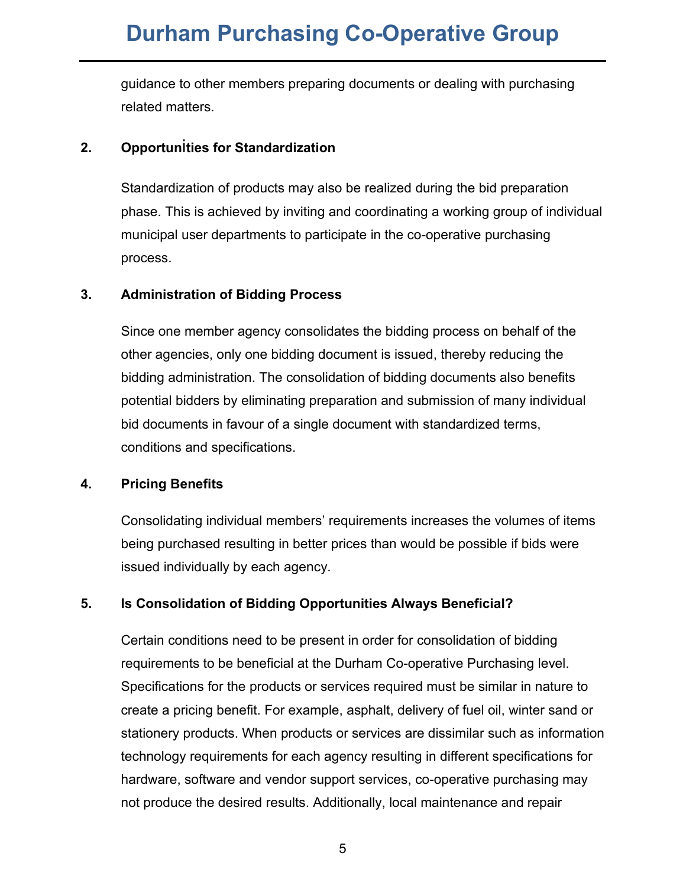guidance to other members preparing documents or dealing with purchasing related matters.

## 2. Opportunities for Standardization

Standardization of products may also be realized during the bid preparation phase. This is achieved by inviting and coordinating a working group of individual municipal user departments to participate in the co-operative purchasing process.

## 3. Administration of Bidding Process

Since one member agency consolidates the bidding process on behalf of the other agencies, only one bidding document is issued, thereby reducing the bidding administration. The consolidation of bidding documents also benefits potential bidders by eliminating preparation and submission of many individual bid documents in favour of a single document with standardized terms, conditions and specifications.

## 4. Pricing Benefits

Consolidating individual members' requirements increases the volumes of items being purchased resulting in better prices than would be possible if bids were issued individually by each agency.

## 5. Is Consolidation of Bidding Opportunities Always Beneficial?

Certain conditions need to be present in order for consolidation of bidding requirements to be beneficial at the Durham Co-operative Purchasing level. Specifications for the products or services required must be similar in nature to create a pricing benefit. For example, asphalt, delivery of fuel oil, winter sand or stationery products. When products or services are dissimilar such as information technology requirements for each agency resulting in different specifications for hardware, software and vendor support services, co-operative purchasing may not produce the desired results. Additionally, local maintenance and repair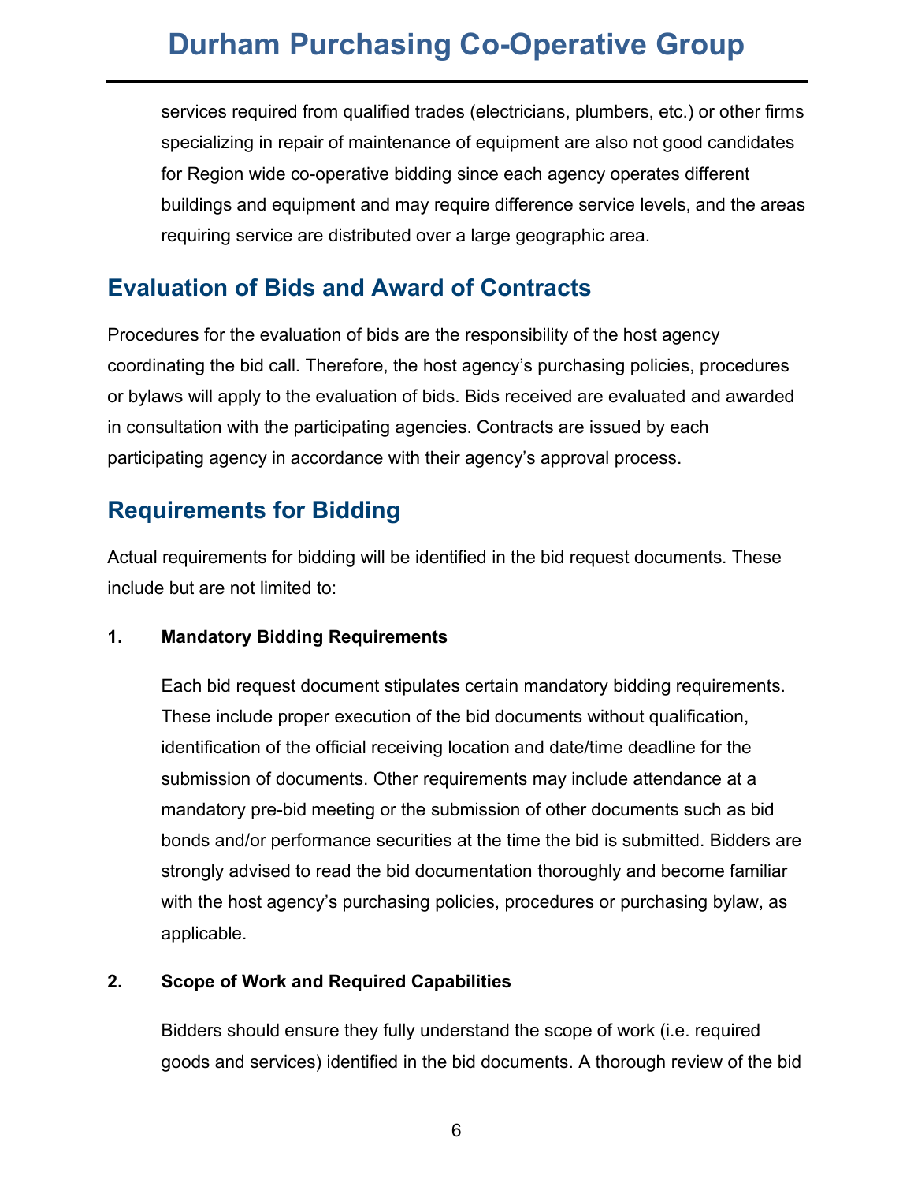services required from qualified trades (electricians, plumbers, etc.) or other firms specializing in repair of maintenance of equipment are also not good candidates for Region wide co-operative bidding since each agency operates different buildings and equipment and may require difference service levels, and the areas requiring service are distributed over a large geographic area.

## Evaluation of Bids and Award of Contracts

Procedures for the evaluation of bids are the responsibility of the host agency coordinating the bid call. Therefore, the host agency's purchasing policies, procedures or bylaws will apply to the evaluation of bids. Bids received are evaluated and awarded in consultation with the participating agencies. Contracts are issued by each participating agency in accordance with their agency's approval process.

## Requirements for Bidding

Actual requirements for bidding will be identified in the bid request documents. These include but are not limited to:

**1. Mandatory Bidding Requirements**

Each bid request document stipulates certain mandatory bidding requirements. These include proper execution of the bid documents without qualification, identification of the official receiving location and date/time deadline for the submission of documents. Other requirements may include attendance at a mandatory pre-bid meeting or the submission of other documents such as bid bonds and/or performance securities at the time the bid is submitted. Bidders are strongly advised to read the bid documentation thoroughly and become familiar with the host agency's purchasing policies, procedures or purchasing bylaw, as applicable.

**2. Scope of Work and Required Capabilities**

Bidders should ensure they fully understand the scope of work (i.e. required goods and services) identified in the bid documents. A thorough review of the bid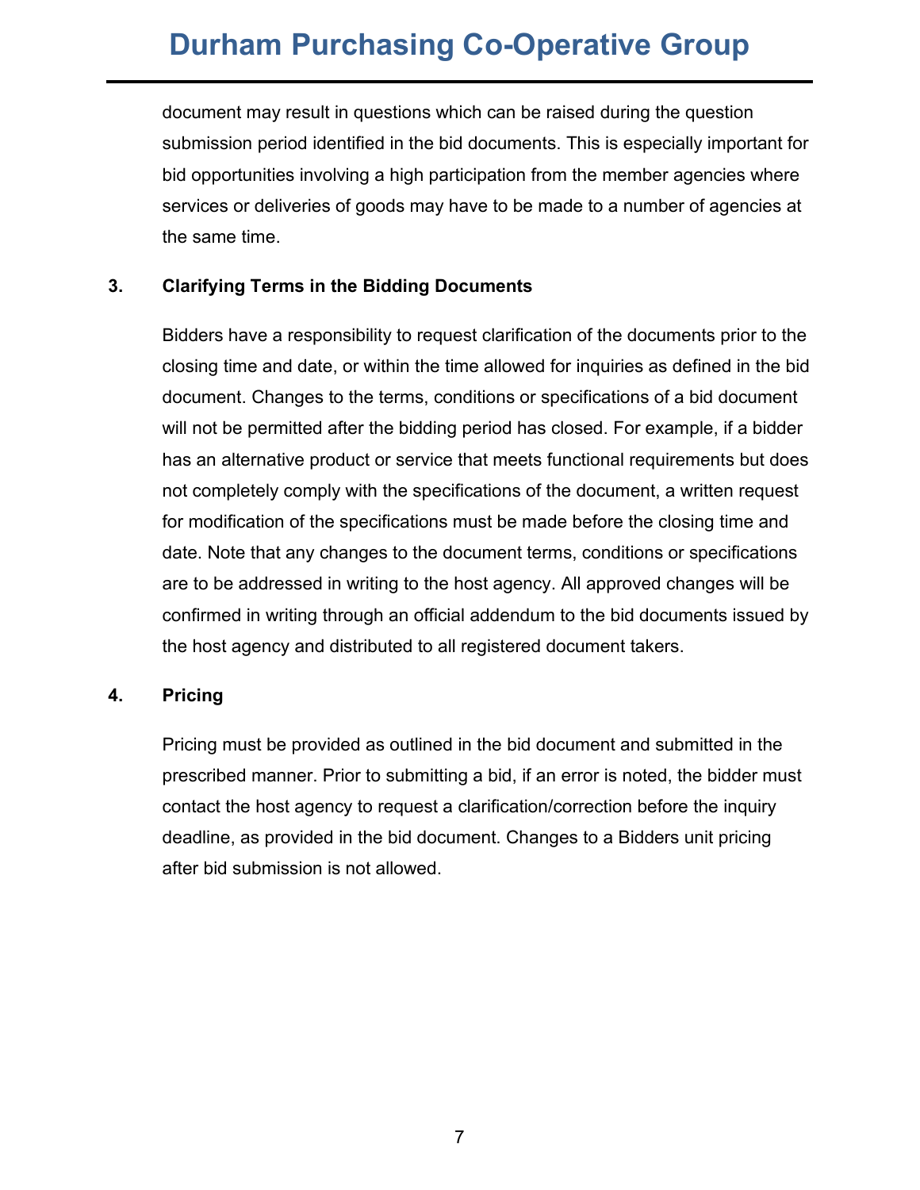document may result in questions which can be raised during the question submission period identified in the bid documents. This is especially important for bid opportunities involving a high participation from the member agencies where services or deliveries of goods may have to be made to a number of agencies at the same time.

### 3. Clarifying Terms in the Bidding Documents

Bidders have a responsibility to request clarification of the documents prior to the closing time and date, or within the time allowed for inquiries as defined in the bid document. Changes to the terms, conditions or specifications of a bid document will not be permitted after the bidding period has closed. For example, if a bidder has an alternative product or service that meets functional requirements but does not completely comply with the specifications of the document, a written request for modification of the specifications must be made before the closing time and date. Note that any changes to the document terms, conditions or specifications are to be addressed in writing to the host agency. All approved changes will be confirmed in writing through an official addendum to the bid documents issued by the host agency and distributed to all registered document takers.

### 4. Pricing

Pricing must be provided as outlined in the bid document and submitted in the prescribed manner. Prior to submitting a bid, if an error is noted, the bidder must contact the host agency to request a clarification/correction before the inquiry deadline, as provided in the bid document. Changes to a Bidders unit pricing after bid submission is not allowed.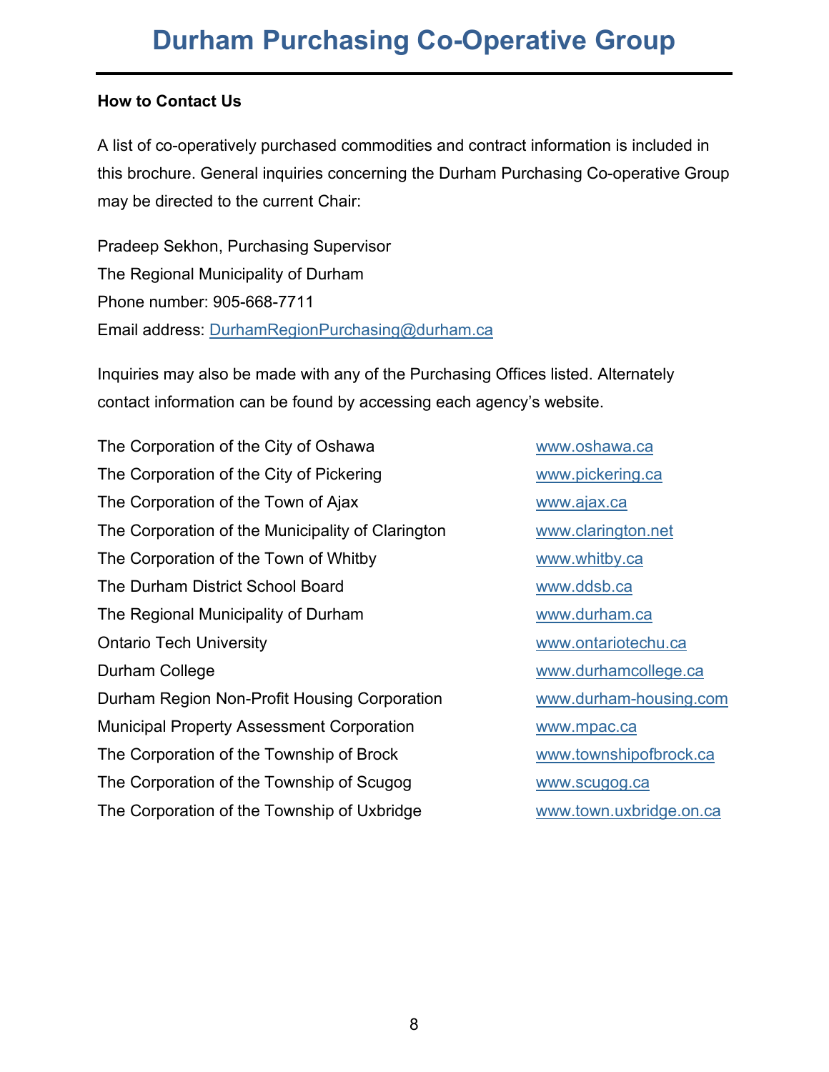# Durham Purchasing Co-Operative Group

**How to Contact Us**

A list of co-operatively purchased commodities and contract information is included in this brochure. General inquiries concerning the Durham Purchasing Co-operative Group may be directed to the current Chair:

Pradeep Sekhon, Purchasing Supervisor
The Regional Municipality of Durham
Phone number: 905-668-7711
Email address: DurhamRegionPurchasing@durham.ca

Inquiries may also be made with any of the Purchasing Offices listed. Alternately contact information can be found by accessing each agency's website.

| | |
|---|---|
| The Corporation of the City of Oshawa | www.oshawa.ca |
| The Corporation of the City of Pickering | www.pickering.ca |
| The Corporation of the Town of Ajax | www.ajax.ca |
| The Corporation of the Municipality of Clarington | www.clarington.net |
| The Corporation of the Town of Whitby | www.whitby.ca |
| The Durham District School Board | www.ddsb.ca |
| The Regional Municipality of Durham | www.durham.ca |
| Ontario Tech University | www.ontariotechu.ca |
| Durham College | www.durhamcollege.ca |
| Durham Region Non-Profit Housing Corporation | www.durham-housing.com |
| Municipal Property Assessment Corporation | www.mpac.ca |
| The Corporation of the Township of Brock | www.townshipofbrock.ca |
| The Corporation of the Township of Scugog | www.scugog.ca |
| The Corporation of the Township of Uxbridge | www.town.uxbridge.on.ca |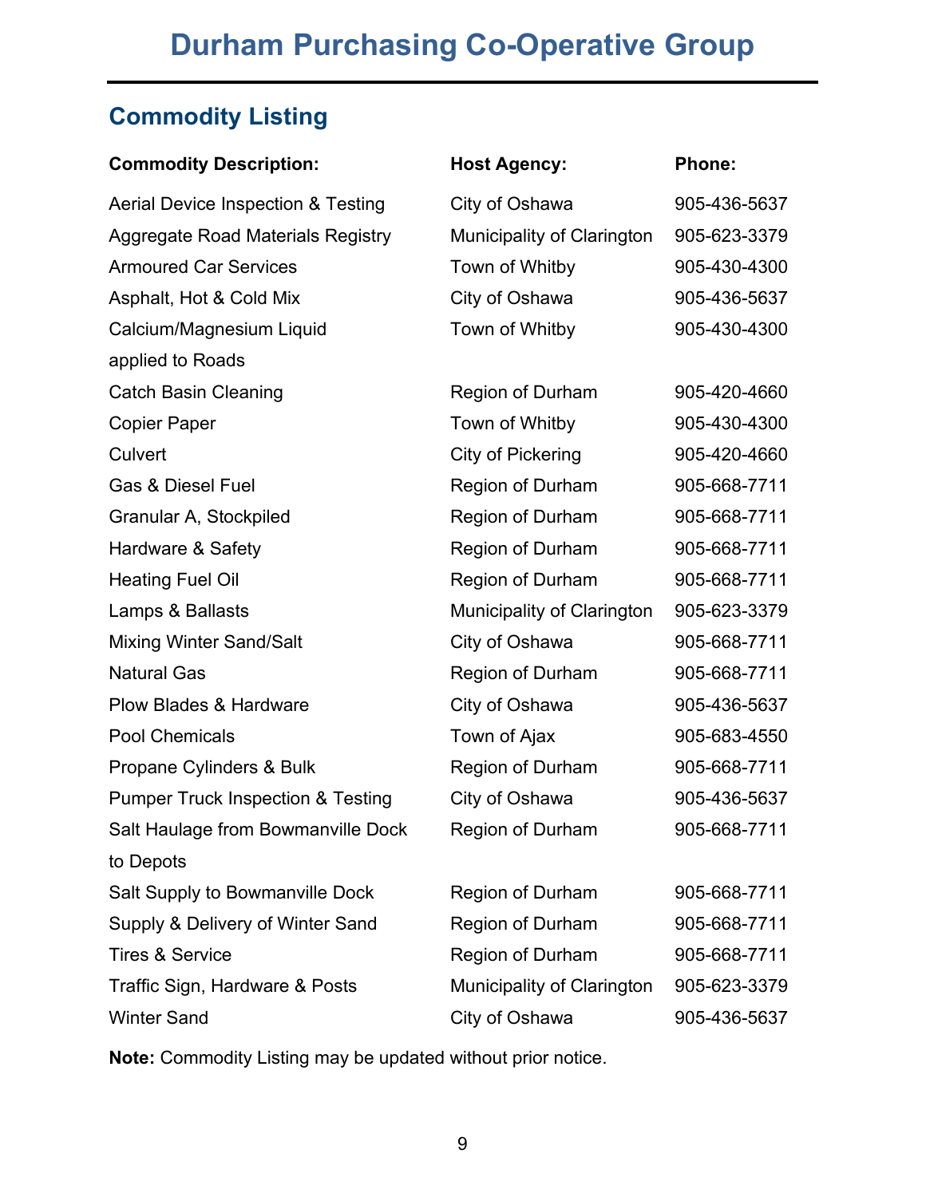# Durham Purchasing Co-Operative Group

## Commodity Listing

| Commodity Description: | Host Agency: | Phone: |
|---|---|---|
| Aerial Device Inspection & Testing | City of Oshawa | 905-436-5637 |
| Aggregate Road Materials Registry | Municipality of Clarington | 905-623-3379 |
| Armoured Car Services | Town of Whitby | 905-430-4300 |
| Asphalt, Hot & Cold Mix | City of Oshawa | 905-436-5637 |
| Calcium/Magnesium Liquid applied to Roads | Town of Whitby | 905-430-4300 |
| Catch Basin Cleaning | Region of Durham | 905-420-4660 |
| Copier Paper | Town of Whitby | 905-430-4300 |
| Culvert | City of Pickering | 905-420-4660 |
| Gas & Diesel Fuel | Region of Durham | 905-668-7711 |
| Granular A, Stockpiled | Region of Durham | 905-668-7711 |
| Hardware & Safety | Region of Durham | 905-668-7711 |
| Heating Fuel Oil | Region of Durham | 905-668-7711 |
| Lamps & Ballasts | Municipality of Clarington | 905-623-3379 |
| Mixing Winter Sand/Salt | City of Oshawa | 905-668-7711 |
| Natural Gas | Region of Durham | 905-668-7711 |
| Plow Blades & Hardware | City of Oshawa | 905-436-5637 |
| Pool Chemicals | Town of Ajax | 905-683-4550 |
| Propane Cylinders & Bulk | Region of Durham | 905-668-7711 |
| Pumper Truck Inspection & Testing | City of Oshawa | 905-436-5637 |
| Salt Haulage from Bowmanville Dock to Depots | Region of Durham | 905-668-7711 |
| Salt Supply to Bowmanville Dock | Region of Durham | 905-668-7711 |
| Supply & Delivery of Winter Sand | Region of Durham | 905-668-7711 |
| Tires & Service | Region of Durham | 905-668-7711 |
| Traffic Sign, Hardware & Posts | Municipality of Clarington | 905-623-3379 |
| Winter Sand | City of Oshawa | 905-436-5637 |

**Note:** Commodity Listing may be updated without prior notice.